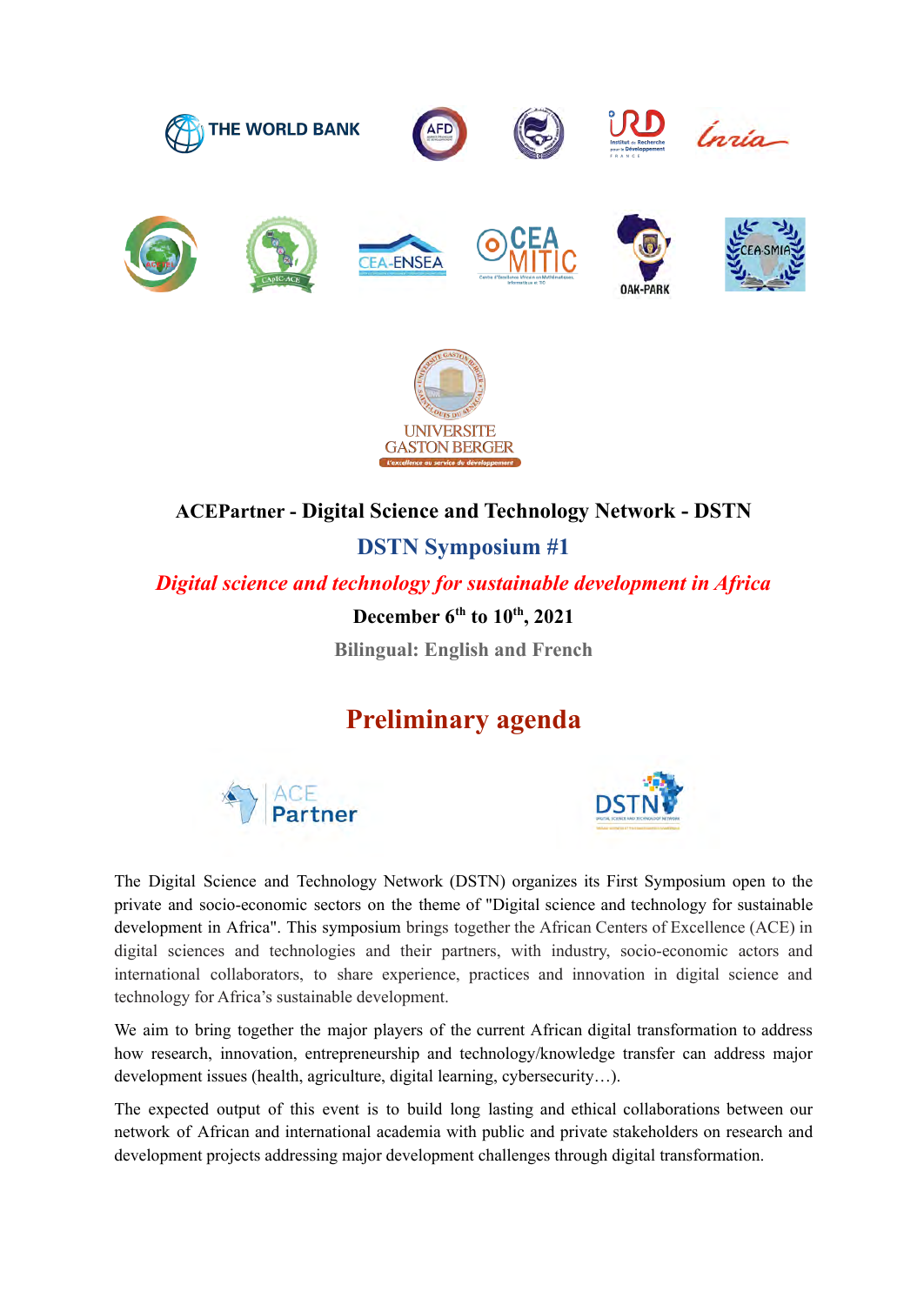**ACEPartner - Digital Science and Technology Network - DSTN**

## DSTN Symposium #1

***Digital science and technology for sustainable development in Africa***

**December 6th to 10th, 2021**

**Bilingual: English and French**

# Preliminary agenda

The Digital Science and Technology Network (DSTN) organizes its First Symposium open to the private and socio-economic sectors on the theme of "Digital science and technology for sustainable development in Africa". This symposium brings together the African Centers of Excellence (ACE) in digital sciences and technologies and their partners, with industry, socio-economic actors and international collaborators, to share experience, practices and innovation in digital science and technology for Africa's sustainable development.

We aim to bring together the major players of the current African digital transformation to address how research, innovation, entrepreneurship and technology/knowledge transfer can address major development issues (health, agriculture, digital learning, cybersecurity…).

The expected output of this event is to build long lasting and ethical collaborations between our network of African and international academia with public and private stakeholders on research and development projects addressing major development challenges through digital transformation.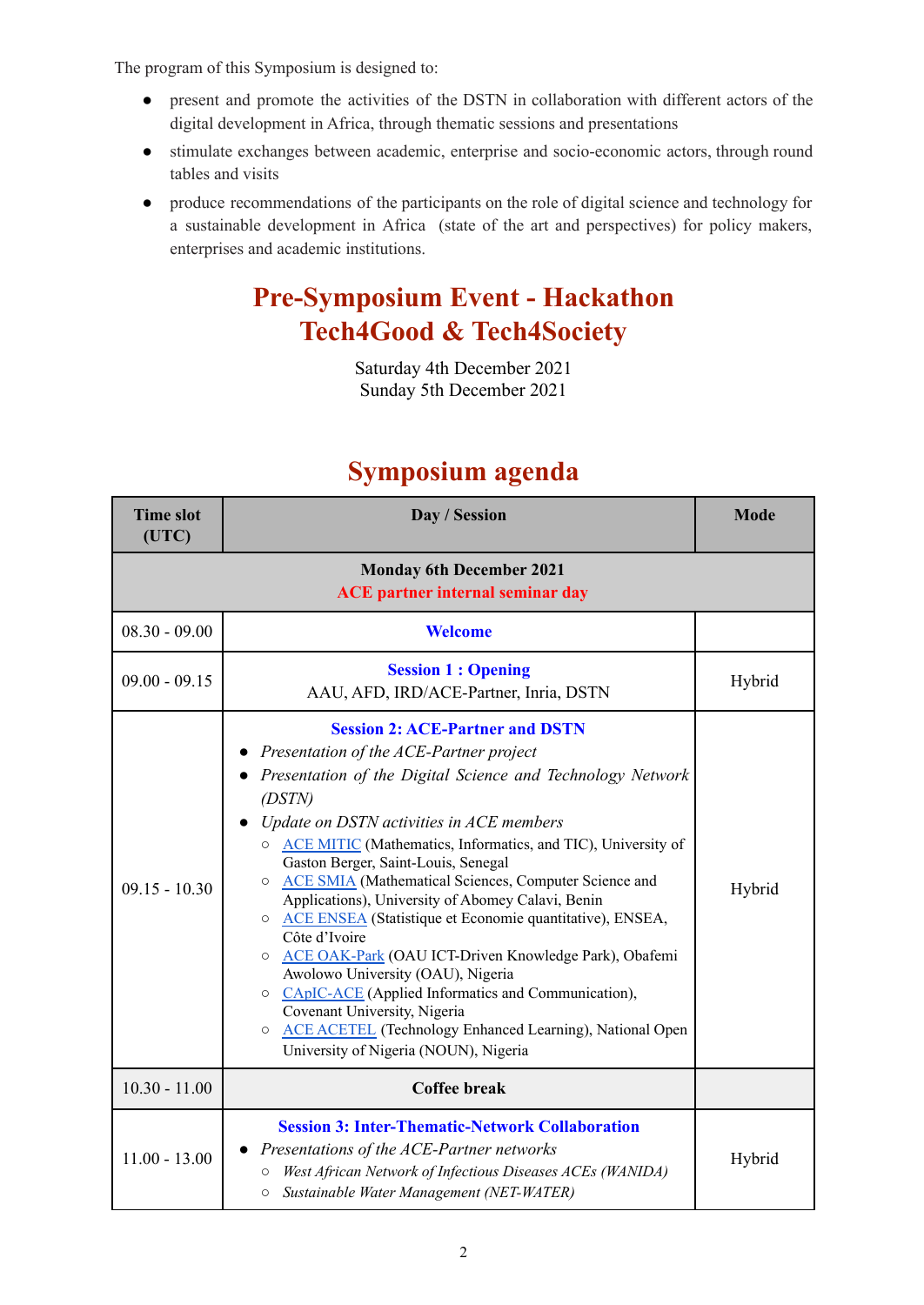The program of this Symposium is designed to:

- present and promote the activities of the DSTN in collaboration with different actors of the digital development in Africa, through thematic sessions and presentations
- stimulate exchanges between academic, enterprise and socio-economic actors, through round tables and visits
- produce recommendations of the participants on the role of digital science and technology for a sustainable development in Africa (state of the art and perspectives) for policy makers, enterprises and academic institutions.

## Pre-Symposium Event - Hackathon Tech4Good & Tech4Society

Saturday 4th December 2021
Sunday 5th December 2021

## Symposium agenda

| Time slot (UTC) | Day / Session | Mode |
|---|---|---|
| | **Monday 6th December 2021**<br>**ACE partner internal seminar day** | |
| 08.30 - 09.00 | **Welcome** | |
| 09.00 - 09.15 | **Session 1 : Opening**<br>AAU, AFD, IRD/ACE-Partner, Inria, DSTN | Hybrid |
| 09.15 - 10.30 | **Session 2: ACE-Partner and DSTN**<br>• *Presentation of the ACE-Partner project*<br>• *Presentation of the Digital Science and Technology Network (DSTN)*<br>• *Update on DSTN activities in ACE members*<br>&nbsp;&nbsp;○ ACE MITIC (Mathematics, Informatics, and TIC), University of Gaston Berger, Saint-Louis, Senegal<br>&nbsp;&nbsp;○ ACE SMIA (Mathematical Sciences, Computer Science and Applications), University of Abomey Calavi, Benin<br>&nbsp;&nbsp;○ ACE ENSEA (Statistique et Economie quantitative), ENSEA, Côte d'Ivoire<br>&nbsp;&nbsp;○ ACE OAK-Park (OAU ICT-Driven Knowledge Park), Obafemi Awolowo University (OAU), Nigeria<br>&nbsp;&nbsp;○ CApIC-ACE (Applied Informatics and Communication), Covenant University, Nigeria<br>&nbsp;&nbsp;○ ACE ACETEL (Technology Enhanced Learning), National Open University of Nigeria (NOUN), Nigeria | Hybrid |
| 10.30 - 11.00 | **Coffee break** | |
| 11.00 - 13.00 | **Session 3: Inter-Thematic-Network Collaboration**<br>• *Presentations of the ACE-Partner networks*<br>&nbsp;&nbsp;○ *West African Network of Infectious Diseases ACEs (WANIDA)*<br>&nbsp;&nbsp;○ *Sustainable Water Management (NET-WATER)* | Hybrid |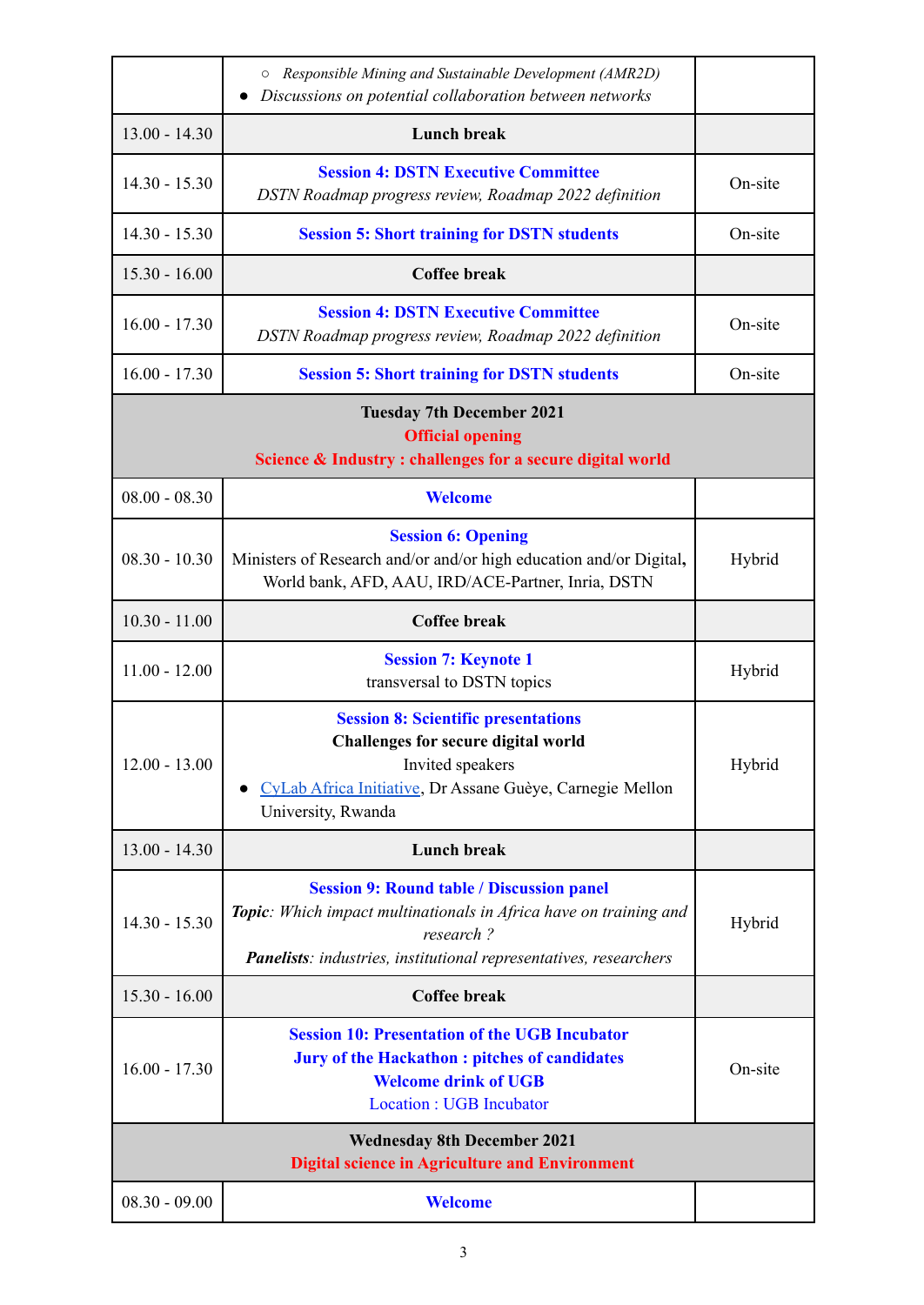| | | |
|---|---|---|
| | ○ *Responsible Mining and Sustainable Development (AMR2D)*<br>● *Discussions on potential collaboration between networks* | |
| 13.00 - 14.30 | **Lunch break** | |
| 14.30 - 15.30 | **Session 4: DSTN Executive Committee**<br>*DSTN Roadmap progress review, Roadmap 2022 definition* | On-site |
| 14.30 - 15.30 | **Session 5: Short training for DSTN students** | On-site |
| 15.30 - 16.00 | **Coffee break** | |
| 16.00 - 17.30 | **Session 4: DSTN Executive Committee**<br>*DSTN Roadmap progress review, Roadmap 2022 definition* | On-site |
| 16.00 - 17.30 | **Session 5: Short training for DSTN students** | On-site |
| **Tuesday 7th December 2021**<br>**Official opening**<br>**Science & Industry : challenges for a secure digital world** | | |
| 08.00 - 08.30 | **Welcome** | |
| 08.30 - 10.30 | **Session 6: Opening**<br>Ministers of Research and/or and/or high education and/or Digital**,** World bank, AFD, AAU, IRD/ACE-Partner, Inria, DSTN | Hybrid |
| 10.30 - 11.00 | **Coffee break** | |
| 11.00 - 12.00 | **Session 7: Keynote 1**<br>transversal to DSTN topics | Hybrid |
| 12.00 - 13.00 | **Session 8: Scientific presentations**<br>**Challenges for secure digital world**<br>Invited speakers<br>● CyLab Africa Initiative, Dr Assane Guèye, Carnegie Mellon University, Rwanda | Hybrid |
| 13.00 - 14.30 | **Lunch break** | |
| 14.30 - 15.30 | **Session 9: Round table / Discussion panel**<br>***Topic***: *Which impact multinationals in Africa have on training and research ?*<br>***Panelists***: *industries, institutional representatives, researchers* | Hybrid |
| 15.30 - 16.00 | **Coffee break** | |
| 16.00 - 17.30 | **Session 10: Presentation of the UGB Incubator**<br>**Jury of the Hackathon : pitches of candidates**<br>**Welcome drink of UGB**<br>Location : UGB Incubator | On-site |
| **Wednesday 8th December 2021**<br>**Digital science in Agriculture and Environment** | | |
| 08.30 - 09.00 | **Welcome** | |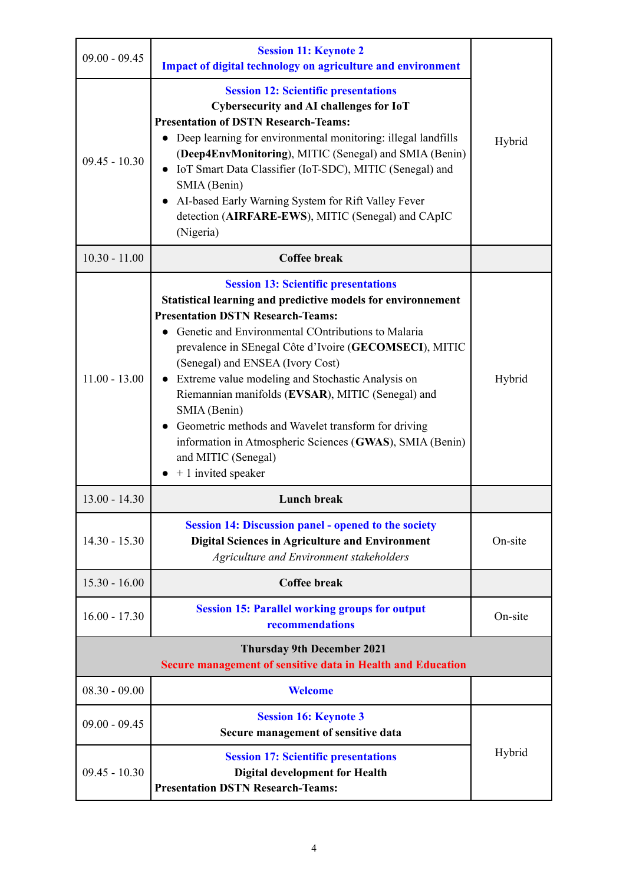| | | |
|---|---|---|
| 09.00 - 09.45 | **Session 11: Keynote 2**<br>**Impact of digital technology on agriculture and environment** | Hybrid |
| 09.45 - 10.30 | **Session 12: Scientific presentations**<br>**Cybersecurity and AI challenges for IoT**<br>**Presentation of DSTN Research-Teams:**<br>• Deep learning for environmental monitoring: illegal landfills (**Deep4EnvMonitoring**), MITIC (Senegal) and SMIA (Benin)<br>• IoT Smart Data Classifier (IoT-SDC), MITIC (Senegal) and SMIA (Benin)<br>• AI-based Early Warning System for Rift Valley Fever detection (**AIRFARE-EWS**), MITIC (Senegal) and CApIC (Nigeria) | |
| 10.30 - 11.00 | **Coffee break** | |
| 11.00 - 13.00 | **Session 13: Scientific presentations**<br>**Statistical learning and predictive models for environnement**<br>**Presentation DSTN Research-Teams:**<br>• Genetic and Environmental COntributions to Malaria prevalence in SEnegal Côte d'Ivoire (**GECOMSECI**), MITIC (Senegal) and ENSEA (Ivory Cost)<br>• Extreme value modeling and Stochastic Analysis on Riemannian manifolds (**EVSAR**), MITIC (Senegal) and SMIA (Benin)<br>• Geometric methods and Wavelet transform for driving information in Atmospheric Sciences (**GWAS**), SMIA (Benin) and MITIC (Senegal)<br>• + 1 invited speaker | Hybrid |
| 13.00 - 14.30 | **Lunch break** | |
| 14.30 - 15.30 | **Session 14: Discussion panel - opened to the society**<br>**Digital Sciences in Agriculture and Environment**<br>*Agriculture and Environment stakeholders* | On-site |
| 15.30 - 16.00 | **Coffee break** | |
| 16.00 - 17.30 | **Session 15: Parallel working groups for output recommendations** | On-site |
| **Thursday 9th December 2021**<br>**Secure management of sensitive data in Health and Education** | | |
| 08.30 - 09.00 | **Welcome** | |
| 09.00 - 09.45 | **Session 16: Keynote 3**<br>**Secure management of sensitive data** | Hybrid |
| 09.45 - 10.30 | **Session 17: Scientific presentations**<br>**Digital development for Health**<br>**Presentation DSTN Research-Teams:** | |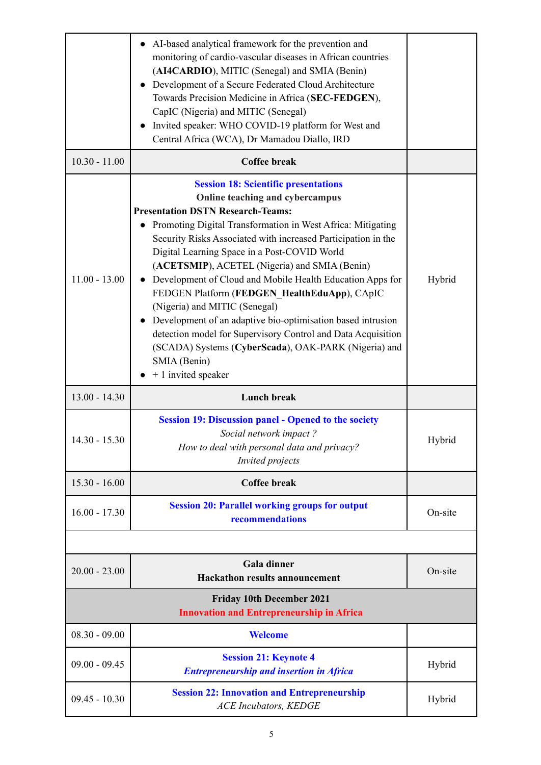| | | |
|---|---|---|
| | • AI-based analytical framework for the prevention and monitoring of cardio-vascular diseases in African countries (**AI4CARDIO**), MITIC (Senegal) and SMIA (Benin)<br>• Development of a Secure Federated Cloud Architecture Towards Precision Medicine in Africa (**SEC-FEDGEN**), CapIC (Nigeria) and MITIC (Senegal)<br>• Invited speaker: WHO COVID-19 platform for West and Central Africa (WCA), Dr Mamadou Diallo, IRD | |
| 10.30 - 11.00 | **Coffee break** | |
| 11.00 - 13.00 | **Session 18: Scientific presentations**<br>**Online teaching and cybercampus**<br>**Presentation DSTN Research-Teams:**<br>• Promoting Digital Transformation in West Africa: Mitigating Security Risks Associated with increased Participation in the Digital Learning Space in a Post-COVID World (**ACETSMIP**), ACETEL (Nigeria) and SMIA (Benin)<br>• Development of Cloud and Mobile Health Education Apps for FEDGEN Platform (**FEDGEN_HealthEduApp**), CApIC (Nigeria) and MITIC (Senegal)<br>• Development of an adaptive bio-optimisation based intrusion detection model for Supervisory Control and Data Acquisition (SCADA) Systems (**CyberScada**), OAK-PARK (Nigeria) and SMIA (Benin)<br>• + 1 invited speaker | Hybrid |
| 13.00 - 14.30 | **Lunch break** | |
| 14.30 - 15.30 | **Session 19: Discussion panel - Opened to the society**<br>*Social network impact ?*<br>*How to deal with personal data and privacy?*<br>*Invited projects* | Hybrid |
| 15.30 - 16.00 | **Coffee break** | |
| 16.00 - 17.30 | **Session 20: Parallel working groups for output recommendations** | On-site |
| | | |
| 20.00 - 23.00 | **Gala dinner**<br>**Hackathon results announcement** | On-site |
| | **Friday 10th December 2021**<br>**Innovation and Entrepreneurship in Africa** | |
| 08.30 - 09.00 | **Welcome** | |
| 09.00 - 09.45 | **Session 21: Keynote 4**<br>***Entrepreneurship and insertion in Africa*** | Hybrid |
| 09.45 - 10.30 | **Session 22: Innovation and Entrepreneurship**<br>*ACE Incubators, KEDGE* | Hybrid |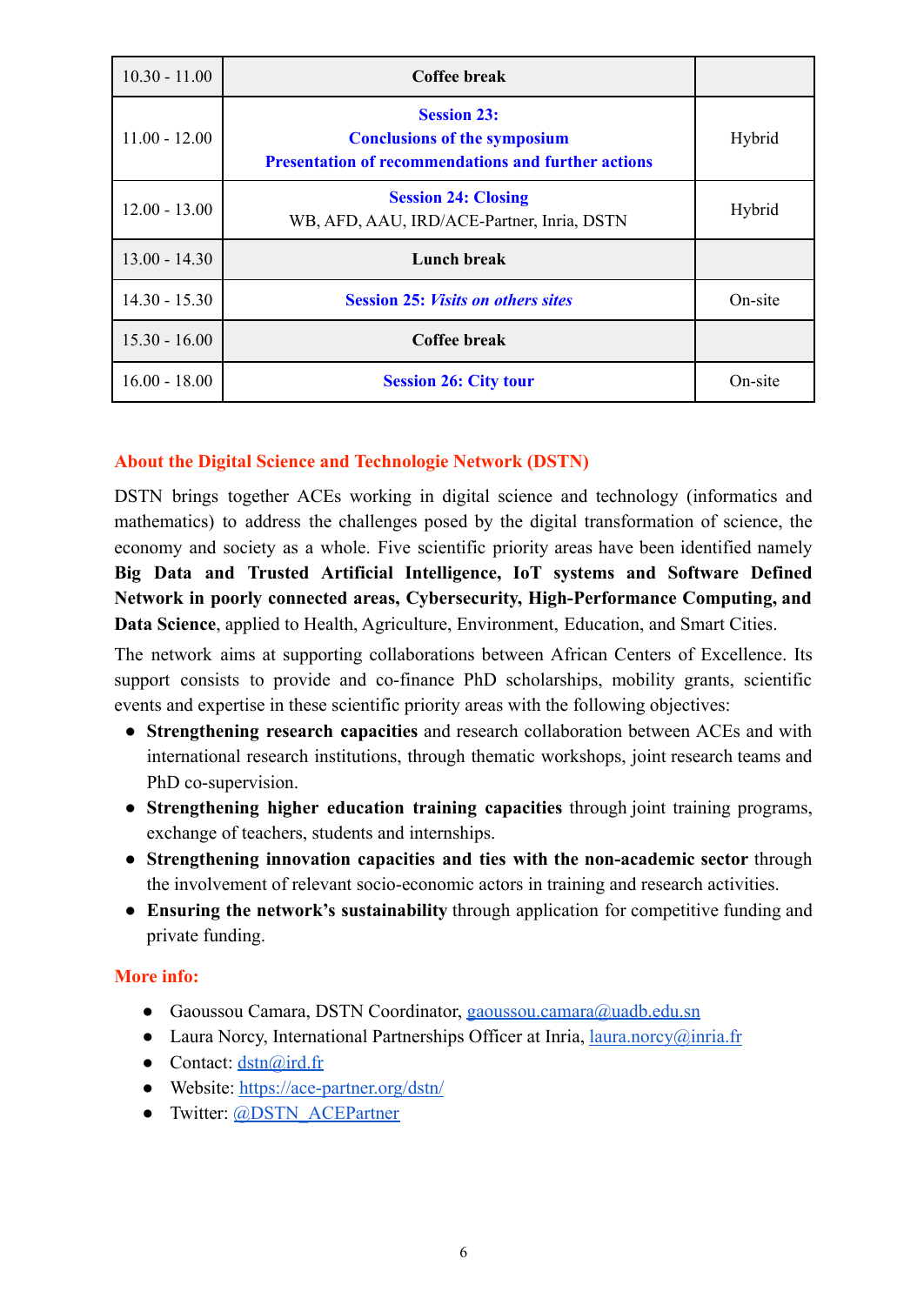| | | |
|---|---|---|
| 10.30 - 11.00 | **Coffee break** | |
| 11.00 - 12.00 | **Session 23:**<br>**Conclusions of the symposium**<br>**Presentation of recommendations and further actions** | Hybrid |
| 12.00 - 13.00 | **Session 24: Closing**<br>WB, AFD, AAU, IRD/ACE-Partner, Inria, DSTN | Hybrid |
| 13.00 - 14.30 | **Lunch break** | |
| 14.30 - 15.30 | **Session 25: *Visits on others sites*** | On-site |
| 15.30 - 16.00 | **Coffee break** | |
| 16.00 - 18.00 | **Session 26: City tour** | On-site |

## About the Digital Science and Technologie Network (DSTN)

DSTN brings together ACEs working in digital science and technology (informatics and mathematics) to address the challenges posed by the digital transformation of science, the economy and society as a whole. Five scientific priority areas have been identified namely **Big Data and Trusted Artificial Intelligence, IoT systems and Software Defined Network in poorly connected areas, Cybersecurity, High-Performance Computing, and Data Science**, applied to Health, Agriculture, Environment, Education, and Smart Cities.

The network aims at supporting collaborations between African Centers of Excellence. Its support consists to provide and co-finance PhD scholarships, mobility grants, scientific events and expertise in these scientific priority areas with the following objectives:

- **Strengthening research capacities** and research collaboration between ACEs and with international research institutions, through thematic workshops, joint research teams and PhD co-supervision.
- **Strengthening higher education training capacities** through joint training programs, exchange of teachers, students and internships.
- **Strengthening innovation capacities and ties with the non-academic sector** through the involvement of relevant socio-economic actors in training and research activities.
- **Ensuring the network's sustainability** through application for competitive funding and private funding.

## More info:

- Gaoussou Camara, DSTN Coordinator, gaoussou.camara@uadb.edu.sn
- Laura Norcy, International Partnerships Officer at Inria, laura.norcy@inria.fr
- Contact: dstn@ird.fr
- Website: https://ace-partner.org/dstn/
- Twitter: @DSTN_ACEPartner